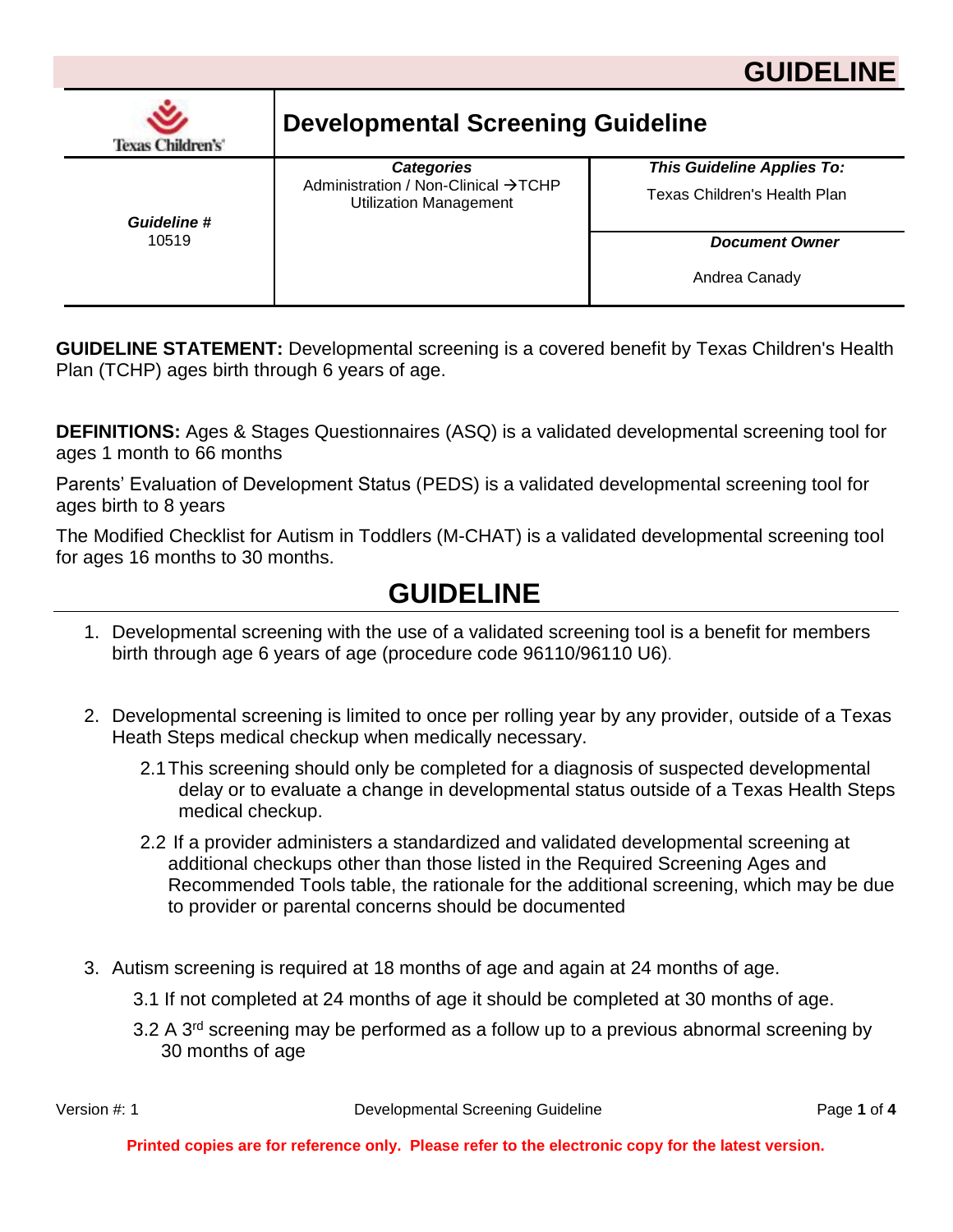# GUIDELINE

| Texas Children's | Developmental Screening Guideline | |
|---|---|---|
| ***Guideline #*** 10519 | ***Categories*** Administration / Non-Clinical →TCHP Utilization Management | ***This Guideline Applies To:*** Texas Children's Health Plan |
| | | ***Document Owner*** Andrea Canady |

**GUIDELINE STATEMENT:** Developmental screening is a covered benefit by Texas Children's Health Plan (TCHP) ages birth through 6 years of age.

**DEFINITIONS:** Ages & Stages Questionnaires (ASQ) is a validated developmental screening tool for ages 1 month to 66 months

Parents' Evaluation of Development Status (PEDS) is a validated developmental screening tool for ages birth to 8 years

The Modified Checklist for Autism in Toddlers (M-CHAT) is a validated developmental screening tool for ages 16 months to 30 months.

## GUIDELINE

1. Developmental screening with the use of a validated screening tool is a benefit for members birth through age 6 years of age (procedure code 96110/96110 U6).

2. Developmental screening is limited to once per rolling year by any provider, outside of a Texas Heath Steps medical checkup when medically necessary.

   2.1 This screening should only be completed for a diagnosis of suspected developmental delay or to evaluate a change in developmental status outside of a Texas Health Steps medical checkup.

   2.2 If a provider administers a standardized and validated developmental screening at additional checkups other than those listed in the Required Screening Ages and Recommended Tools table, the rationale for the additional screening, which may be due to provider or parental concerns should be documented

3. Autism screening is required at 18 months of age and again at 24 months of age.

   3.1 If not completed at 24 months of age it should be completed at 30 months of age.

   3.2 A 3rd screening may be performed as a follow up to a previous abnormal screening by 30 months of age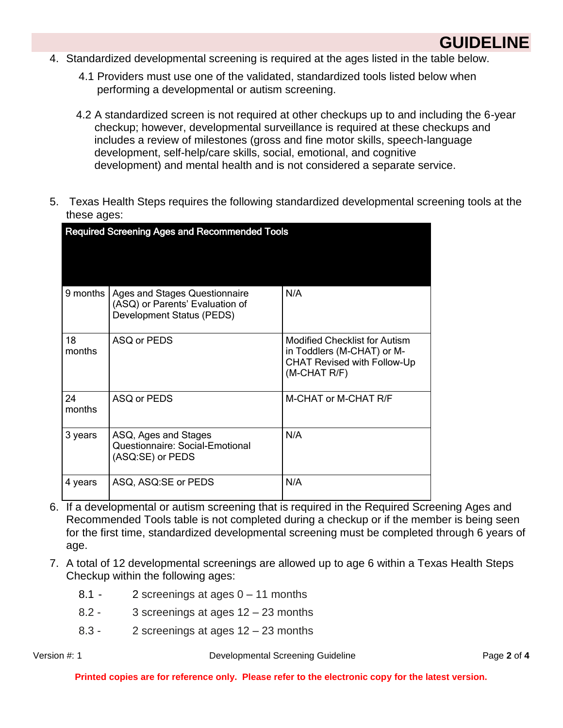4. Standardized developmental screening is required at the ages listed in the table below.

   4.1 Providers must use one of the validated, standardized tools listed below when performing a developmental or autism screening.

   4.2 A standardized screen is not required at other checkups up to and including the 6-year checkup; however, developmental surveillance is required at these checkups and includes a review of milestones (gross and fine motor skills, speech-language development, self-help/care skills, social, emotional, and cognitive development) and mental health and is not considered a separate service.

5. Texas Health Steps requires the following standardized developmental screening tools at the these ages:

| Required Screening Ages and Recommended Tools | | |
|---|---|---|
| 9 months | Ages and Stages Questionnaire (ASQ) or Parents' Evaluation of Development Status (PEDS) | N/A |
| 18 months | ASQ or PEDS | Modified Checklist for Autism in Toddlers (M-CHAT) or M-CHAT Revised with Follow-Up (M-CHAT R/F) |
| 24 months | ASQ or PEDS | M-CHAT or M-CHAT R/F |
| 3 years | ASQ, Ages and Stages Questionnaire: Social-Emotional (ASQ:SE) or PEDS | N/A |
| 4 years | ASQ, ASQ:SE or PEDS | N/A |

6. If a developmental or autism screening that is required in the Required Screening Ages and Recommended Tools table is not completed during a checkup or if the member is being seen for the first time, standardized developmental screening must be completed through 6 years of age.

7. A total of 12 developmental screenings are allowed up to age 6 within a Texas Health Steps Checkup within the following ages:

   8.1 - 2 screenings at ages 0 – 11 months

   8.2 - 3 screenings at ages 12 – 23 months

   8.3 - 2 screenings at ages 12 – 23 months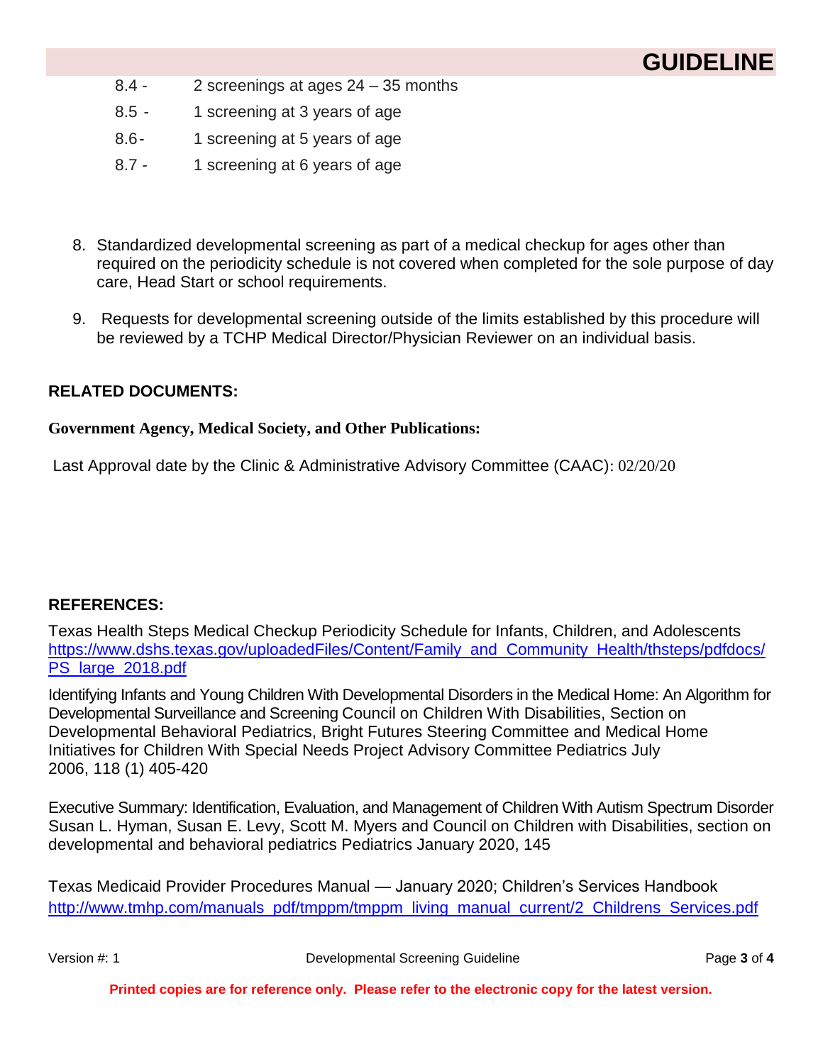8.4 - 2 screenings at ages 24 – 35 months

8.5 - 1 screening at 3 years of age

8.6- 1 screening at 5 years of age

8.7 - 1 screening at 6 years of age

8. Standardized developmental screening as part of a medical checkup for ages other than required on the periodicity schedule is not covered when completed for the sole purpose of day care, Head Start or school requirements.

9. Requests for developmental screening outside of the limits established by this procedure will be reviewed by a TCHP Medical Director/Physician Reviewer on an individual basis.

## RELATED DOCUMENTS:

**Government Agency, Medical Society, and Other Publications:**

Last Approval date by the Clinic & Administrative Advisory Committee (CAAC): 02/20/20

## REFERENCES:

Texas Health Steps Medical Checkup Periodicity Schedule for Infants, Children, and Adolescents https://www.dshs.texas.gov/uploadedFiles/Content/Family_and_Community_Health/thsteps/pdfdocs/PS_large_2018.pdf

Identifying Infants and Young Children With Developmental Disorders in the Medical Home: An Algorithm for Developmental Surveillance and Screening Council on Children With Disabilities, Section on Developmental Behavioral Pediatrics, Bright Futures Steering Committee and Medical Home Initiatives for Children With Special Needs Project Advisory Committee Pediatrics July 2006, 118 (1) 405-420

Executive Summary: Identification, Evaluation, and Management of Children With Autism Spectrum Disorder Susan L. Hyman, Susan E. Levy, Scott M. Myers and Council on Children with Disabilities, section on developmental and behavioral pediatrics Pediatrics January 2020, 145

Texas Medicaid Provider Procedures Manual — January 2020; Children's Services Handbook http://www.tmhp.com/manuals_pdf/tmppm/tmppm_living_manual_current/2_Childrens_Services.pdf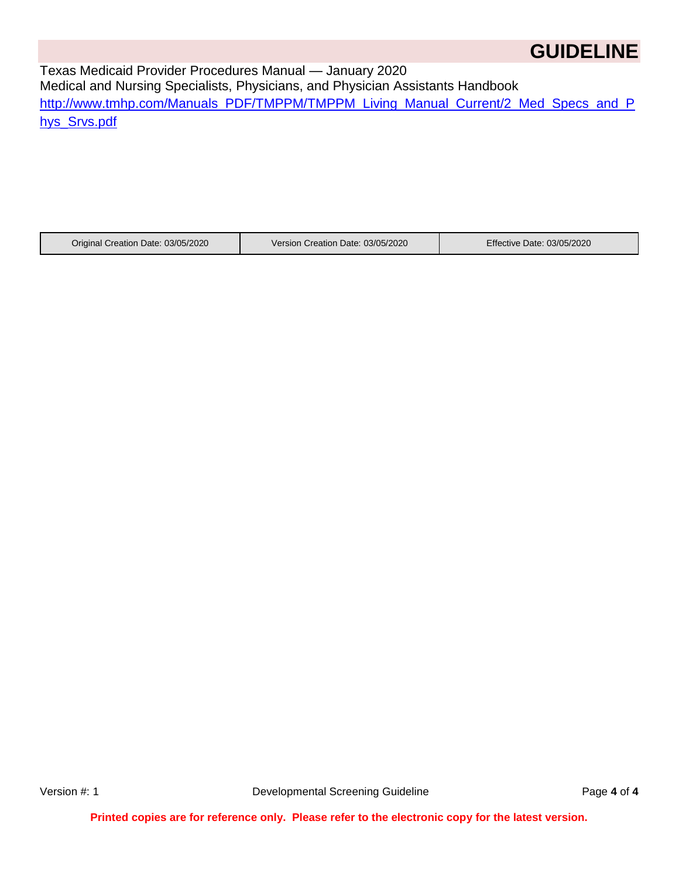# GUIDELINE

Texas Medicaid Provider Procedures Manual — January 2020
Medical and Nursing Specialists, Physicians, and Physician Assistants Handbook
http://www.tmhp.com/Manuals_PDF/TMPPM/TMPPM_Living_Manual_Current/2_Med_Specs_and_Phys_Srvs.pdf

| | | |
|---|---|---|
| Original Creation Date: 03/05/2020 | Version Creation Date: 03/05/2020 | Effective Date: 03/05/2020 |